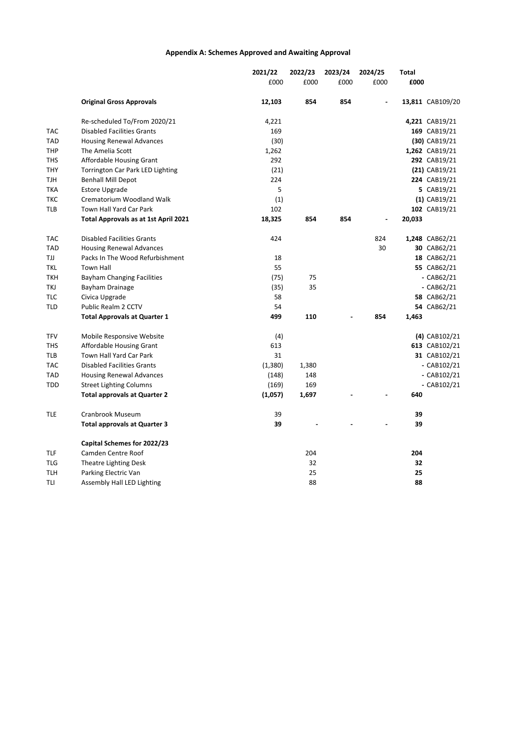# Appendix A: Schemes Approved and Awaiting Approval

| | | 2021/22 | 2022/23 | 2023/24 | 2024/25 | Total | |
|---|---|---|---|---|---|---|---|
| | | £000 | £000 | £000 | £000 | £000 | |
| | **Original Gross Approvals** | **12,103** | **854** | **854** | **-** | **13,811** | CAB109/20 |
| | Re-scheduled To/From 2020/21 | 4,221 | | | | **4,221** | CAB19/21 |
| TAC | Disabled Facilities Grants | 169 | | | | **169** | CAB19/21 |
| TAD | Housing Renewal Advances | (30) | | | | **(30)** | CAB19/21 |
| THP | The Amelia Scott | 1,262 | | | | **1,262** | CAB19/21 |
| THS | Affordable Housing Grant | 292 | | | | **292** | CAB19/21 |
| THY | Torrington Car Park LED Lighting | (21) | | | | **(21)** | CAB19/21 |
| TJH | Benhall Mill Depot | 224 | | | | **224** | CAB19/21 |
| TKA | Estore Upgrade | 5 | | | | **5** | CAB19/21 |
| TKC | Crematorium Woodland Walk | (1) | | | | **(1)** | CAB19/21 |
| TLB | Town Hall Yard Car Park | 102 | | | | **102** | CAB19/21 |
| | **Total Approvals as at 1st April 2021** | **18,325** | **854** | **854** | **-** | **20,033** | |
| TAC | Disabled Facilities Grants | 424 | | | 824 | **1,248** | CAB62/21 |
| TAD | Housing Renewal Advances | | | | 30 | **30** | CAB62/21 |
| TJJ | Packs In The Wood Refurbishment | 18 | | | | **18** | CAB62/21 |
| TKL | Town Hall | 55 | | | | **55** | CAB62/21 |
| TKH | Bayham Changing Facilities | (75) | 75 | | | **-** | CAB62/21 |
| TKJ | Bayham Drainage | (35) | 35 | | | **-** | CAB62/21 |
| TLC | Civica Upgrade | 58 | | | | **58** | CAB62/21 |
| TLD | Public Realm 2 CCTV | 54 | | | | **54** | CAB62/21 |
| | **Total Approvals at Quarter 1** | **499** | **110** | **-** | **854** | **1,463** | |
| TFV | Mobile Responsive Website | (4) | | | | **(4)** | CAB102/21 |
| THS | Affordable Housing Grant | 613 | | | | **613** | CAB102/21 |
| TLB | Town Hall Yard Car Park | 31 | | | | **31** | CAB102/21 |
| TAC | Disabled Facilities Grants | (1,380) | 1,380 | | | **-** | CAB102/21 |
| TAD | Housing Renewal Advances | (148) | 148 | | | **-** | CAB102/21 |
| TDD | Street Lighting Columns | (169) | 169 | | | **-** | CAB102/21 |
| | **Total approvals at Quarter 2** | **(1,057)** | **1,697** | **-** | **-** | **640** | |
| TLE | Cranbrook Museum | 39 | | | | **39** | |
| | **Total approvals at Quarter 3** | **39** | **-** | **-** | **-** | **39** | |
| | **Capital Schemes for 2022/23** | | | | | | |
| TLF | Camden Centre Roof | | 204 | | | **204** | |
| TLG | Theatre Lighting Desk | | 32 | | | **32** | |
| TLH | Parking Electric Van | | 25 | | | **25** | |
| TLI | Assembly Hall LED Lighting | | 88 | | | **88** | |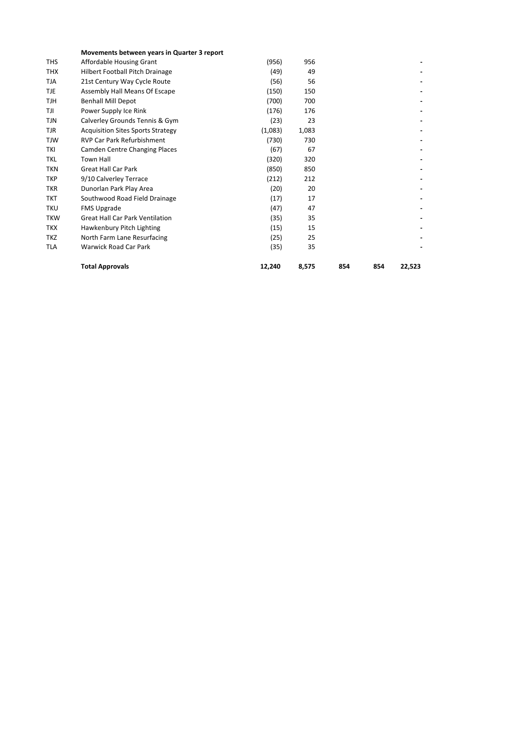| | | | | | | |
|---|---|---|---|---|---|---|
| | **Movements between years in Quarter 3 report** | | | | | |
| THS | Affordable Housing Grant | (956) | 956 | | | - |
| THX | Hilbert Football Pitch Drainage | (49) | 49 | | | - |
| TJA | 21st Century Way Cycle Route | (56) | 56 | | | - |
| TJE | Assembly Hall Means Of Escape | (150) | 150 | | | - |
| TJH | Benhall Mill Depot | (700) | 700 | | | - |
| TJI | Power Supply Ice Rink | (176) | 176 | | | - |
| TJN | Calverley Grounds Tennis & Gym | (23) | 23 | | | - |
| TJR | Acquisition Sites Sports Strategy | (1,083) | 1,083 | | | - |
| TJW | RVP Car Park Refurbishment | (730) | 730 | | | - |
| TKI | Camden Centre Changing Places | (67) | 67 | | | - |
| TKL | Town Hall | (320) | 320 | | | - |
| TKN | Great Hall Car Park | (850) | 850 | | | - |
| TKP | 9/10 Calverley Terrace | (212) | 212 | | | - |
| TKR | Dunorlan Park Play Area | (20) | 20 | | | - |
| TKT | Southwood Road Field Drainage | (17) | 17 | | | - |
| TKU | FMS Upgrade | (47) | 47 | | | - |
| TKW | Great Hall Car Park Ventilation | (35) | 35 | | | - |
| TKX | Hawkenbury Pitch Lighting | (15) | 15 | | | - |
| TKZ | North Farm Lane Resurfacing | (25) | 25 | | | - |
| TLA | Warwick Road Car Park | (35) | 35 | | | - |
| | **Total Approvals** | **12,240** | **8,575** | **854** | **854** | **22,523** |